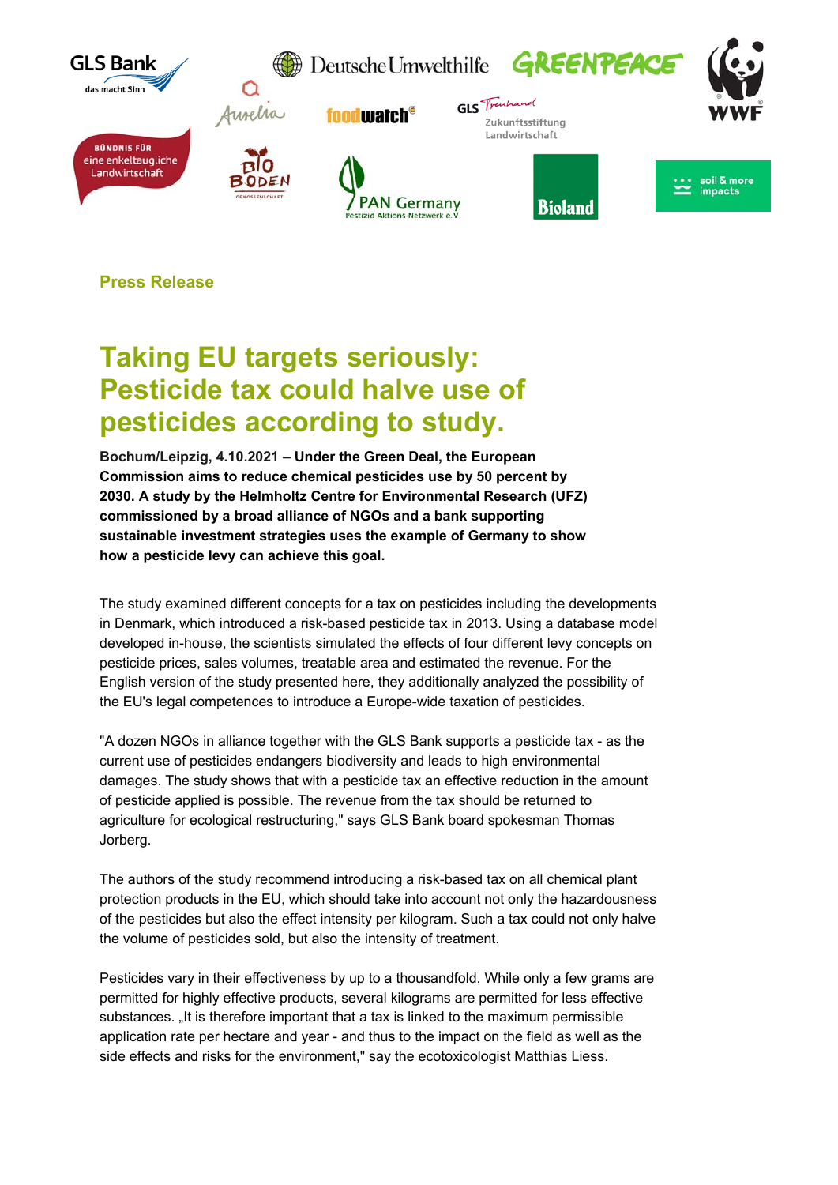Press Release

# Taking EU targets seriously: Pesticide tax could halve use of pesticides according to study.

**Bochum/Leipzig, 4.10.2021 – Under the Green Deal, the European Commission aims to reduce chemical pesticides use by 50 percent by 2030. A study by the Helmholtz Centre for Environmental Research (UFZ) commissioned by a broad alliance of NGOs and a bank supporting sustainable investment strategies uses the example of Germany to show how a pesticide levy can achieve this goal.**

The study examined different concepts for a tax on pesticides including the developments in Denmark, which introduced a risk-based pesticide tax in 2013. Using a database model developed in-house, the scientists simulated the effects of four different levy concepts on pesticide prices, sales volumes, treatable area and estimated the revenue. For the English version of the study presented here, they additionally analyzed the possibility of the EU's legal competences to introduce a Europe-wide taxation of pesticides.

"A dozen NGOs in alliance together with the GLS Bank supports a pesticide tax - as the current use of pesticides endangers biodiversity and leads to high environmental damages. The study shows that with a pesticide tax an effective reduction in the amount of pesticide applied is possible. The revenue from the tax should be returned to agriculture for ecological restructuring," says GLS Bank board spokesman Thomas Jorberg.

The authors of the study recommend introducing a risk-based tax on all chemical plant protection products in the EU, which should take into account not only the hazardousness of the pesticides but also the effect intensity per kilogram. Such a tax could not only halve the volume of pesticides sold, but also the intensity of treatment.

Pesticides vary in their effectiveness by up to a thousandfold. While only a few grams are permitted for highly effective products, several kilograms are permitted for less effective substances. „It is therefore important that a tax is linked to the maximum permissible application rate per hectare and year - and thus to the impact on the field as well as the side effects and risks for the environment," say the ecotoxicologist Matthias Liess.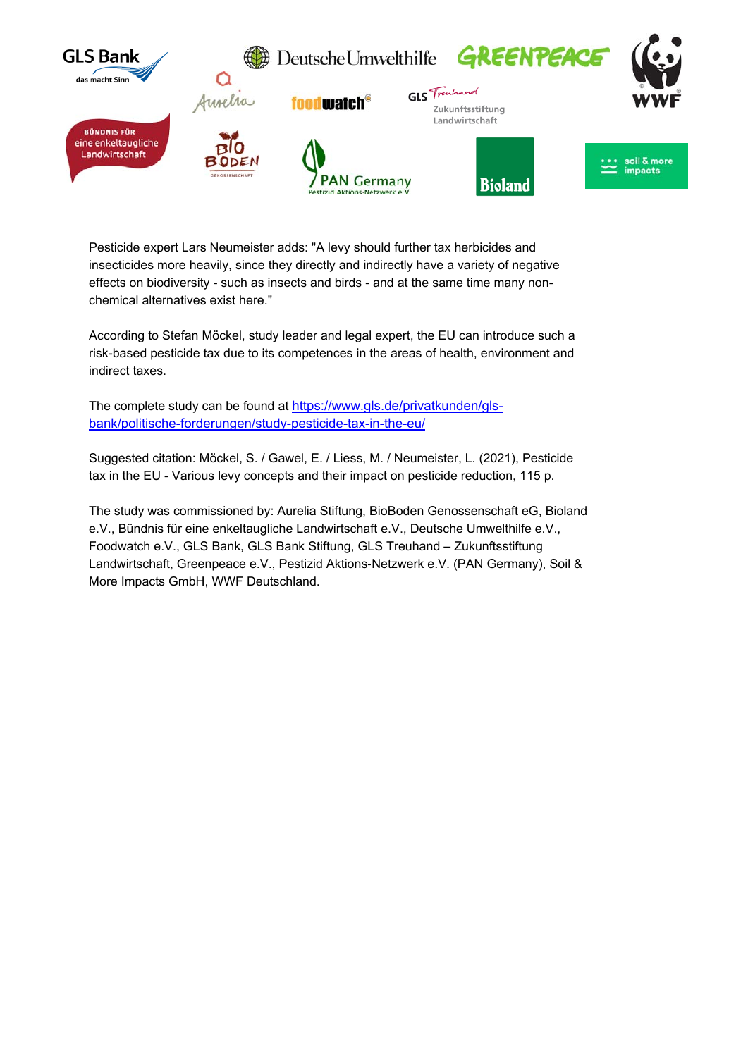Pesticide expert Lars Neumeister adds: "A levy should further tax herbicides and insecticides more heavily, since they directly and indirectly have a variety of negative effects on biodiversity - such as insects and birds - and at the same time many non-chemical alternatives exist here."

According to Stefan Möckel, study leader and legal expert, the EU can introduce such a risk-based pesticide tax due to its competences in the areas of health, environment and indirect taxes.

The complete study can be found at [https://www.gls.de/privatkunden/gls-bank/politische-forderungen/study-pesticide-tax-in-the-eu/](https://www.gls.de/privatkunden/gls-bank/politische-forderungen/study-pesticide-tax-in-the-eu/)

Suggested citation: Möckel, S. / Gawel, E. / Liess, M. / Neumeister, L. (2021), Pesticide tax in the EU - Various levy concepts and their impact on pesticide reduction, 115 p.

The study was commissioned by: Aurelia Stiftung, BioBoden Genossenschaft eG, Bioland e.V., Bündnis für eine enkeltaugliche Landwirtschaft e.V., Deutsche Umwelthilfe e.V., Foodwatch e.V., GLS Bank, GLS Bank Stiftung, GLS Treuhand – Zukunftsstiftung Landwirtschaft, Greenpeace e.V., Pestizid Aktions-Netzwerk e.V. (PAN Germany), Soil & More Impacts GmbH, WWF Deutschland.